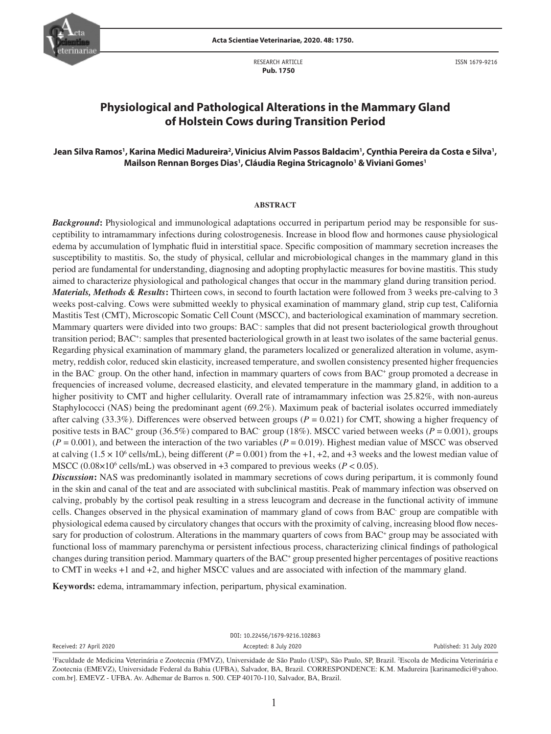RESEARCH ARTICLE
**Pub. 1750**

ISSN 1679-9216

# Physiological and Pathological Alterations in the Mammary Gland of Holstein Cows during Transition Period

**Jean Silva Ramos[1], Karina Medici Madureira[2], Vinicius Alvim Passos Baldacim[1], Cynthia Pereira da Costa e Silva[1], Mailson Rennan Borges Dias[1], Cláudia Regina Stricagnolo[1] & Viviani Gomes[1]**

## ABSTRACT

***Background*:** Physiological and immunological adaptations occurred in peripartum period may be responsible for susceptibility to intramammary infections during colostrogenesis. Increase in blood flow and hormones cause physiological edema by accumulation of lymphatic fluid in interstitial space. Specific composition of mammary secretion increases the susceptibility to mastitis. So, the study of physical, cellular and microbiological changes in the mammary gland in this period are fundamental for understanding, diagnosing and adopting prophylactic measures for bovine mastitis. This study aimed to characterize physiological and pathological changes that occur in the mammary gland during transition period.

***Materials, Methods & Results*:** Thirteen cows, in second to fourth lactation were followed from 3 weeks pre-calving to 3 weeks post-calving. Cows were submitted weekly to physical examination of mammary gland, strip cup test, California Mastitis Test (CMT), Microscopic Somatic Cell Count (MSCC), and bacteriological examination of mammary secretion. Mammary quarters were divided into two groups: $BAC^{-}$: samples that did not present bacteriological growth throughout transition period; $BAC^{+}$: samples that presented bacteriological growth in at least two isolates of the same bacterial genus. Regarding physical examination of mammary gland, the parameters localized or generalized alteration in volume, asymmetry, reddish color, reduced skin elasticity, increased temperature, and swollen consistency presented higher frequencies in the $BAC^{-}$ group. On the other hand, infection in mammary quarters of cows from $BAC^{+}$ group promoted a decrease in frequencies of increased volume, decreased elasticity, and elevated temperature in the mammary gland, in addition to a higher positivity to CMT and higher cellularity. Overall rate of intramammary infection was 25.82%, with non-aureus Staphylococci (NAS) being the predominant agent (69.2%). Maximum peak of bacterial isolates occurred immediately after calving (33.3%). Differences were observed between groups ($P = 0.021$) for CMT, showing a higher frequency of positive tests in $BAC^{+}$ group (36.5%) compared to $BAC^{-}$ group (18%). MSCC varied between weeks ($P = 0.001$), groups ($P = 0.001$), and between the interaction of the two variables ($P = 0.019$). Highest median value of MSCC was observed at calving ($1.5 \times 10^6$ cells/mL), being different ($P = 0.001$) from the +1, +2, and +3 weeks and the lowest median value of MSCC ($0.08 \times 10^6$ cells/mL) was observed in +3 compared to previous weeks ($P < 0.05$).

***Discussion*:** NAS was predominantly isolated in mammary secretions of cows during peripartum, it is commonly found in the skin and canal of the teat and are associated with subclinical mastitis. Peak of mammary infection was observed on calving, probably by the cortisol peak resulting in a stress leucogram and decrease in the functional activity of immune cells. Changes observed in the physical examination of mammary gland of cows from $BAC^{-}$ group are compatible with physiological edema caused by circulatory changes that occurs with the proximity of calving, increasing blood flow necessary for production of colostrum. Alterations in the mammary quarters of cows from $BAC^{+}$ group may be associated with functional loss of mammary parenchyma or persistent infectious process, characterizing clinical findings of pathological changes during transition period. Mammary quarters of the $BAC^{+}$ group presented higher percentages of positive reactions to CMT in weeks +1 and +2, and higher MSCC values and are associated with infection of the mammary gland.

**Keywords:** edema, intramammary infection, peripartum, physical examination.

DOI: 10.22456/1679-9216.102863

Received: 27 April 2020 | Accepted: 8 July 2020 | Published: 31 July 2020

[1]Faculdade de Medicina Veterinária e Zootecnia (FMVZ), Universidade de São Paulo (USP), São Paulo, SP, Brazil. [2]Escola de Medicina Veterinária e Zootecnia (EMEVZ), Universidade Federal da Bahia (UFBA), Salvador, BA, Brazil. CORRESPONDENCE: K.M. Madureira [karinamedici@yahoo.com.br]. EMEVZ - UFBA. Av. Adhemar de Barros n. 500. CEP 40170-110, Salvador, BA, Brazil.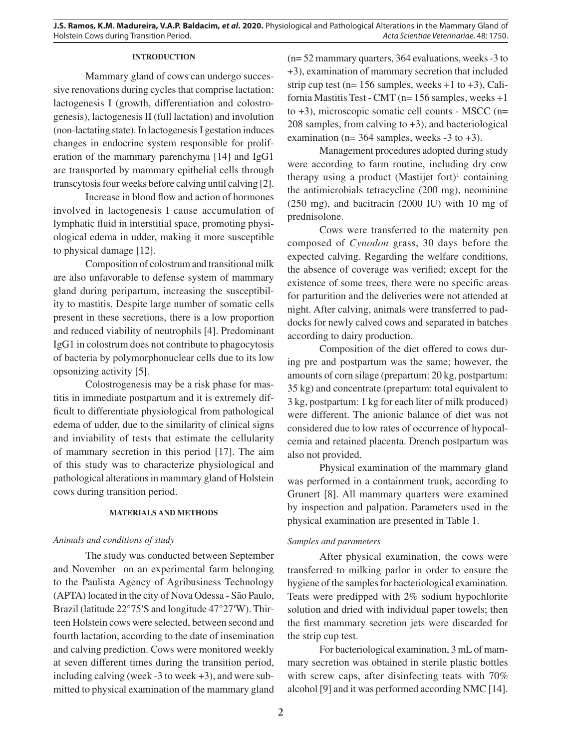## INTRODUCTION

Mammary gland of cows can undergo successive renovations during cycles that comprise lactation: lactogenesis I (growth, differentiation and colostrogenesis), lactogenesis II (full lactation) and involution (non-lactating state). In lactogenesis I gestation induces changes in endocrine system responsible for proliferation of the mammary parenchyma [14] and IgG1 are transported by mammary epithelial cells through transcytosis four weeks before calving until calving [2].

Increase in blood flow and action of hormones involved in lactogenesis I cause accumulation of lymphatic fluid in interstitial space, promoting physiological edema in udder, making it more susceptible to physical damage [12].

Composition of colostrum and transitional milk are also unfavorable to defense system of mammary gland during peripartum, increasing the susceptibility to mastitis. Despite large number of somatic cells present in these secretions, there is a low proportion and reduced viability of neutrophils [4]. Predominant IgG1 in colostrum does not contribute to phagocytosis of bacteria by polymorphonuclear cells due to its low opsonizing activity [5].

Colostrogenesis may be a risk phase for mastitis in immediate postpartum and it is extremely difficult to differentiate physiological from pathological edema of udder, due to the similarity of clinical signs and inviability of tests that estimate the cellularity of mammary secretion in this period [17]. The aim of this study was to characterize physiological and pathological alterations in mammary gland of Holstein cows during transition period.

## MATERIALS AND METHODS

### *Animals and conditions of study*

The study was conducted between September and November on an experimental farm belonging to the Paulista Agency of Agribusiness Technology (APTA) located in the city of Nova Odessa - São Paulo, Brazil (latitude 22°75′S and longitude 47°27′W). Thirteen Holstein cows were selected, between second and fourth lactation, according to the date of insemination and calving prediction. Cows were monitored weekly at seven different times during the transition period, including calving (week -3 to week +3), and were submitted to physical examination of the mammary gland (n= 52 mammary quarters, 364 evaluations, weeks -3 to +3), examination of mammary secretion that included strip cup test (n= 156 samples, weeks +1 to +3), California Mastitis Test - CMT (n= 156 samples, weeks +1 to +3), microscopic somatic cell counts - MSCC (n= 208 samples, from calving to +3), and bacteriological examination (n= 364 samples, weeks -3 to +3).

Management procedures adopted during study were according to farm routine, including dry cow therapy using a product (Mastijet fort)[1] containing the antimicrobials tetracycline (200 mg), neominine (250 mg), and bacitracin (2000 IU) with 10 mg of prednisolone.

Cows were transferred to the maternity pen composed of *Cynodon* grass, 30 days before the expected calving. Regarding the welfare conditions, the absence of coverage was verified; except for the existence of some trees, there were no specific areas for parturition and the deliveries were not attended at night. After calving, animals were transferred to paddocks for newly calved cows and separated in batches according to dairy production.

Composition of the diet offered to cows during pre and postpartum was the same; however, the amounts of corn silage (prepartum: 20 kg, postpartum: 35 kg) and concentrate (prepartum: total equivalent to 3 kg, postpartum: 1 kg for each liter of milk produced) were different. The anionic balance of diet was not considered due to low rates of occurrence of hypocalcemia and retained placenta. Drench postpartum was also not provided.

Physical examination of the mammary gland was performed in a containment trunk, according to Grunert [8]. All mammary quarters were examined by inspection and palpation. Parameters used in the physical examination are presented in Table 1.

### *Samples and parameters*

After physical examination, the cows were transferred to milking parlor in order to ensure the hygiene of the samples for bacteriological examination. Teats were predipped with 2% sodium hypochlorite solution and dried with individual paper towels; then the first mammary secretion jets were discarded for the strip cup test.

For bacteriological examination, 3 mL of mammary secretion was obtained in sterile plastic bottles with screw caps, after disinfecting teats with 70% alcohol [9] and it was performed according NMC [14].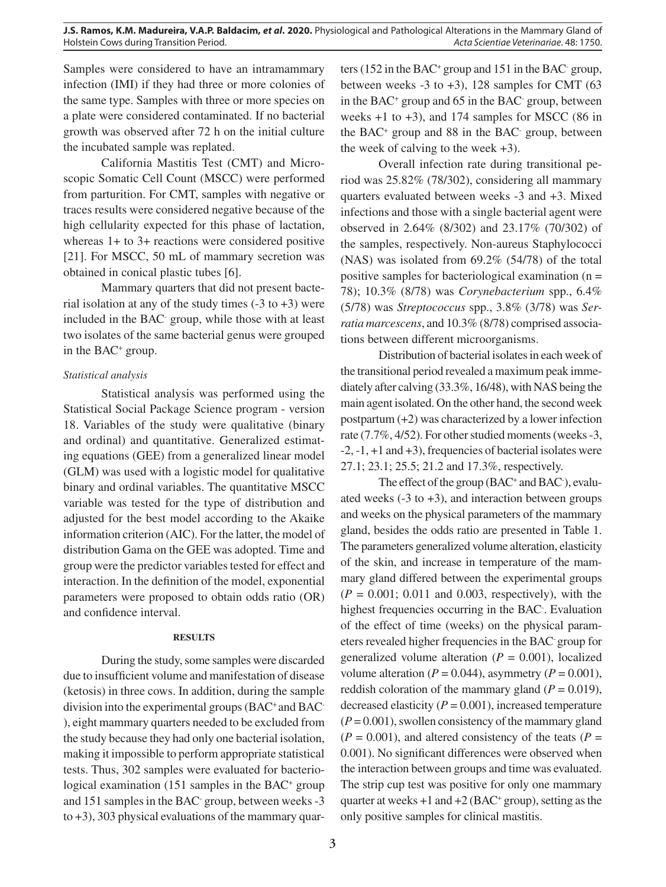Samples were considered to have an intramammary infection (IMI) if they had three or more colonies of the same type. Samples with three or more species on a plate were considered contaminated. If no bacterial growth was observed after 72 h on the initial culture the incubated sample was replated.

California Mastitis Test (CMT) and Microscopic Somatic Cell Count (MSCC) were performed from parturition. For CMT, samples with negative or traces results were considered negative because of the high cellularity expected for this phase of lactation, whereas 1+ to 3+ reactions were considered positive [21]. For MSCC, 50 mL of mammary secretion was obtained in conical plastic tubes [6].

Mammary quarters that did not present bacterial isolation at any of the study times (-3 to +3) were included in the BAC$^-$ group, while those with at least two isolates of the same bacterial genus were grouped in the BAC$^+$ group.

*Statistical analysis*

Statistical analysis was performed using the Statistical Social Package Science program - version 18. Variables of the study were qualitative (binary and ordinal) and quantitative. Generalized estimating equations (GEE) from a generalized linear model (GLM) was used with a logistic model for qualitative binary and ordinal variables. The quantitative MSCC variable was tested for the type of distribution and adjusted for the best model according to the Akaike information criterion (AIC). For the latter, the model of distribution Gama on the GEE was adopted. Time and group were the predictor variables tested for effect and interaction. In the definition of the model, exponential parameters were proposed to obtain odds ratio (OR) and confidence interval.

## RESULTS

During the study, some samples were discarded due to insufficient volume and manifestation of disease (ketosis) in three cows. In addition, during the sample division into the experimental groups (BAC$^+$ and BAC$^-$), eight mammary quarters needed to be excluded from the study because they had only one bacterial isolation, making it impossible to perform appropriate statistical tests. Thus, 302 samples were evaluated for bacteriological examination (151 samples in the BAC$^+$ group and 151 samples in the BAC$^-$ group, between weeks -3 to +3), 303 physical evaluations of the mammary quarters (152 in the BAC$^+$ group and 151 in the BAC$^-$ group, between weeks -3 to +3), 128 samples for CMT (63 in the BAC$^+$ group and 65 in the BAC$^-$ group, between weeks +1 to +3), and 174 samples for MSCC (86 in the BAC$^+$ group and 88 in the BAC$^-$ group, between the week of calving to the week +3).

Overall infection rate during transitional period was 25.82% (78/302), considering all mammary quarters evaluated between weeks -3 and +3. Mixed infections and those with a single bacterial agent were observed in 2.64% (8/302) and 23.17% (70/302) of the samples, respectively. Non-aureus Staphylococci (NAS) was isolated from 69.2% (54/78) of the total positive samples for bacteriological examination (n = 78); 10.3% (8/78) was *Corynebacterium* spp., 6.4% (5/78) was *Streptococcus* spp., 3.8% (3/78) was *Serratia marcescens*, and 10.3% (8/78) comprised associations between different microorganisms.

Distribution of bacterial isolates in each week of the transitional period revealed a maximum peak immediately after calving (33.3%, 16/48), with NAS being the main agent isolated. On the other hand, the second week postpartum (+2) was characterized by a lower infection rate (7.7%, 4/52). For other studied moments (weeks -3, -2, -1, +1 and +3), frequencies of bacterial isolates were 27.1; 23.1; 25.5; 21.2 and 17.3%, respectively.

The effect of the group (BAC$^+$ and BAC$^-$), evaluated weeks (-3 to +3), and interaction between groups and weeks on the physical parameters of the mammary gland, besides the odds ratio are presented in Table 1. The parameters generalized volume alteration, elasticity of the skin, and increase in temperature of the mammary gland differed between the experimental groups ($P$ = 0.001; 0.011 and 0.003, respectively), with the highest frequencies occurring in the BAC$^-$. Evaluation of the effect of time (weeks) on the physical parameters revealed higher frequencies in the BAC$^-$ group for generalized volume alteration ($P$ = 0.001), localized volume alteration ($P$ = 0.044), asymmetry ($P$ = 0.001), reddish coloration of the mammary gland ($P$ = 0.019), decreased elasticity ($P$ = 0.001), increased temperature ($P$ = 0.001), swollen consistency of the mammary gland ($P$ = 0.001), and altered consistency of the teats ($P$ = 0.001). No significant differences were observed when the interaction between groups and time was evaluated. The strip cup test was positive for only one mammary quarter at weeks +1 and +2 (BAC$^+$ group), setting as the only positive samples for clinical mastitis.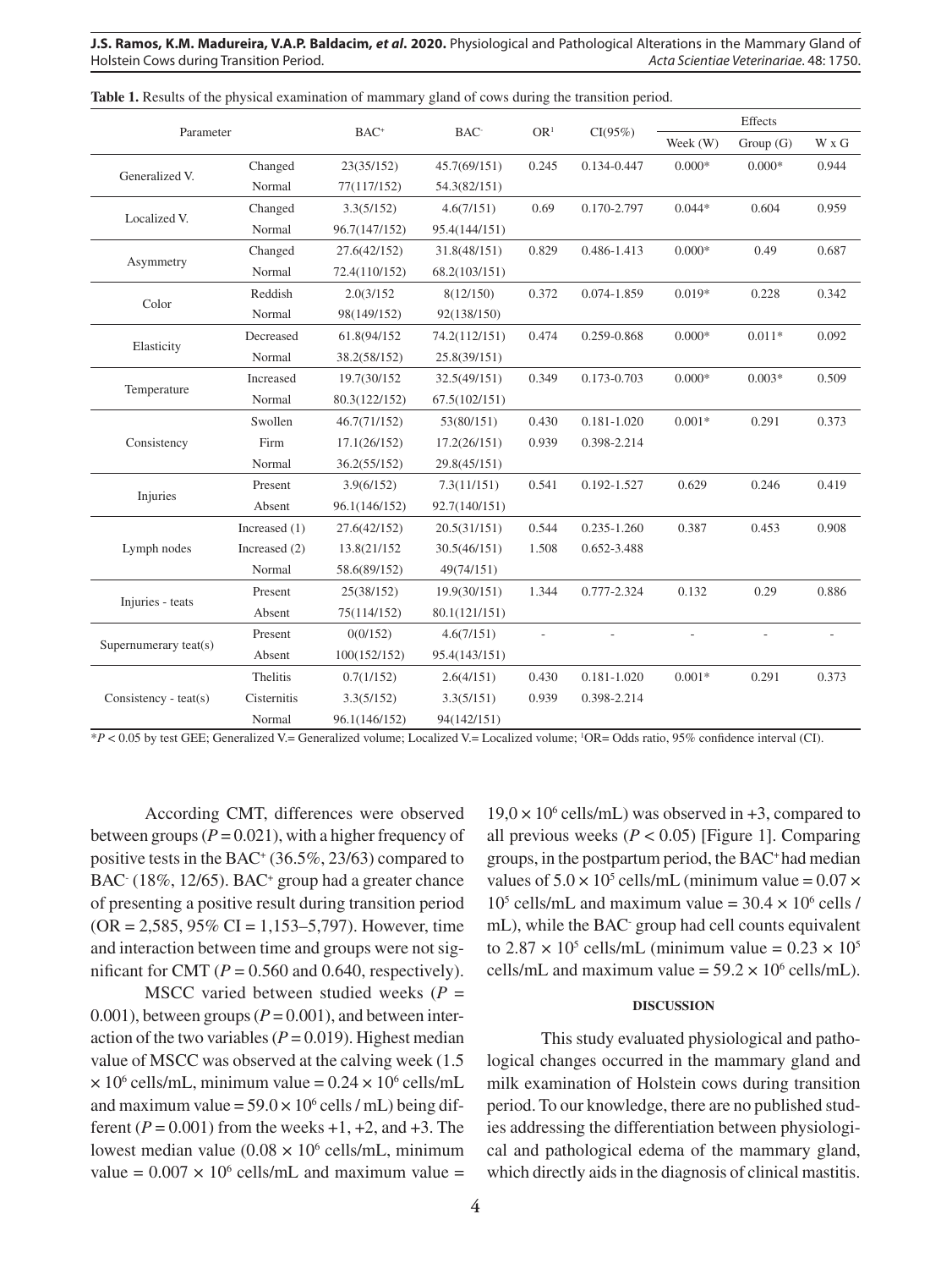**Table 1.** Results of the physical examination of mammary gland of cows during the transition period.

| Parameter | | BAC+ | BAC- | OR[1] | CI(95%) | Effects | | |
|---|---|---|---|---|---|---|---|---|
| | | | | | | Week (W) | Group (G) | W x G |
| Generalized V. | Changed | 23(35/152) | 45.7(69/151) | 0.245 | 0.134-0.447 | 0.000* | 0.000* | 0.944 |
| | Normal | 77(117/152) | 54.3(82/151) | | | | | |
| Localized V. | Changed | 3.3(5/152) | 4.6(7/151) | 0.69 | 0.170-2.797 | 0.044* | 0.604 | 0.959 |
| | Normal | 96.7(147/152) | 95.4(144/151) | | | | | |
| Asymmetry | Changed | 27.6(42/152) | 31.8(48/151) | 0.829 | 0.486-1.413 | 0.000* | 0.49 | 0.687 |
| | Normal | 72.4(110/152) | 68.2(103/151) | | | | | |
| Color | Reddish | 2.0(3/152 | 8(12/150) | 0.372 | 0.074-1.859 | 0.019* | 0.228 | 0.342 |
| | Normal | 98(149/152) | 92(138/150) | | | | | |
| Elasticity | Decreased | 61.8(94/152 | 74.2(112/151) | 0.474 | 0.259-0.868 | 0.000* | 0.011* | 0.092 |
| | Normal | 38.2(58/152) | 25.8(39/151) | | | | | |
| Temperature | Increased | 19.7(30/152 | 32.5(49/151) | 0.349 | 0.173-0.703 | 0.000* | 0.003* | 0.509 |
| | Normal | 80.3(122/152) | 67.5(102/151) | | | | | |
| Consistency | Swollen | 46.7(71/152) | 53(80/151) | 0.430 | 0.181-1.020 | 0.001* | 0.291 | 0.373 |
| | Firm | 17.1(26/152) | 17.2(26/151) | 0.939 | 0.398-2.214 | | | |
| | Normal | 36.2(55/152) | 29.8(45/151) | | | | | |
| Injuries | Present | 3.9(6/152) | 7.3(11/151) | 0.541 | 0.192-1.527 | 0.629 | 0.246 | 0.419 |
| | Absent | 96.1(146/152) | 92.7(140/151) | | | | | |
| Lymph nodes | Increased (1) | 27.6(42/152) | 20.5(31/151) | 0.544 | 0.235-1.260 | 0.387 | 0.453 | 0.908 |
| | Increased (2) | 13.8(21/152 | 30.5(46/151) | 1.508 | 0.652-3.488 | | | |
| | Normal | 58.6(89/152) | 49(74/151) | | | | | |
| Injuries - teats | Present | 25(38/152) | 19.9(30/151) | 1.344 | 0.777-2.324 | 0.132 | 0.29 | 0.886 |
| | Absent | 75(114/152) | 80.1(121/151) | | | | | |
| Supernumerary teat(s) | Present | 0(0/152) | 4.6(7/151) | - | - | - | - | - |
| | Absent | 100(152/152) | 95.4(143/151) | | | | | |
| Consistency - teat(s) | Thelitis | 0.7(1/152) | 2.6(4/151) | 0.430 | 0.181-1.020 | 0.001* | 0.291 | 0.373 |
| | Cisternitis | 3.3(5/152) | 3.3(5/151) | 0.939 | 0.398-2.214 | | | |
| | Normal | 96.1(146/152) | 94(142/151) | | | | | |

*$P < 0.05$ by test GEE; Generalized V.= Generalized volume; Localized V.= Localized volume; [1]OR= Odds ratio, 95% confidence interval (CI).

According CMT, differences were observed between groups ($P = 0.021$), with a higher frequency of positive tests in the BAC+ (36.5%, 23/63) compared to BAC- (18%, 12/65). BAC+ group had a greater chance of presenting a positive result during transition period (OR = 2,585, 95% CI = 1,153–5,797). However, time and interaction between time and groups were not significant for CMT ($P = 0.560$ and $0.640$, respectively).

MSCC varied between studied weeks ($P = 0.001$), between groups ($P = 0.001$), and between interaction of the two variables ($P = 0.019$). Highest median value of MSCC was observed at the calving week ($1.5 \times 10^6$ cells/mL, minimum value = $0.24 \times 10^6$ cells/mL and maximum value = $59.0 \times 10^6$ cells / mL) being different ($P = 0.001$) from the weeks +1, +2, and +3. The lowest median value ($0.08 \times 10^6$ cells/mL, minimum value = $0.007 \times 10^6$ cells/mL and maximum value = $19{,}0 \times 10^6$ cells/mL) was observed in +3, compared to all previous weeks ($P < 0.05$) [Figure 1]. Comparing groups, in the postpartum period, the BAC+ had median values of $5.0 \times 10^5$ cells/mL (minimum value = $0.07 \times 10^5$ cells/mL and maximum value = $30.4 \times 10^6$ cells / mL), while the BAC- group had cell counts equivalent to $2.87 \times 10^5$ cells/mL (minimum value = $0.23 \times 10^5$ cells/mL and maximum value = $59.2 \times 10^6$ cells/mL).

## DISCUSSION

This study evaluated physiological and pathological changes occurred in the mammary gland and milk examination of Holstein cows during transition period. To our knowledge, there are no published studies addressing the differentiation between physiological and pathological edema of the mammary gland, which directly aids in the diagnosis of clinical mastitis.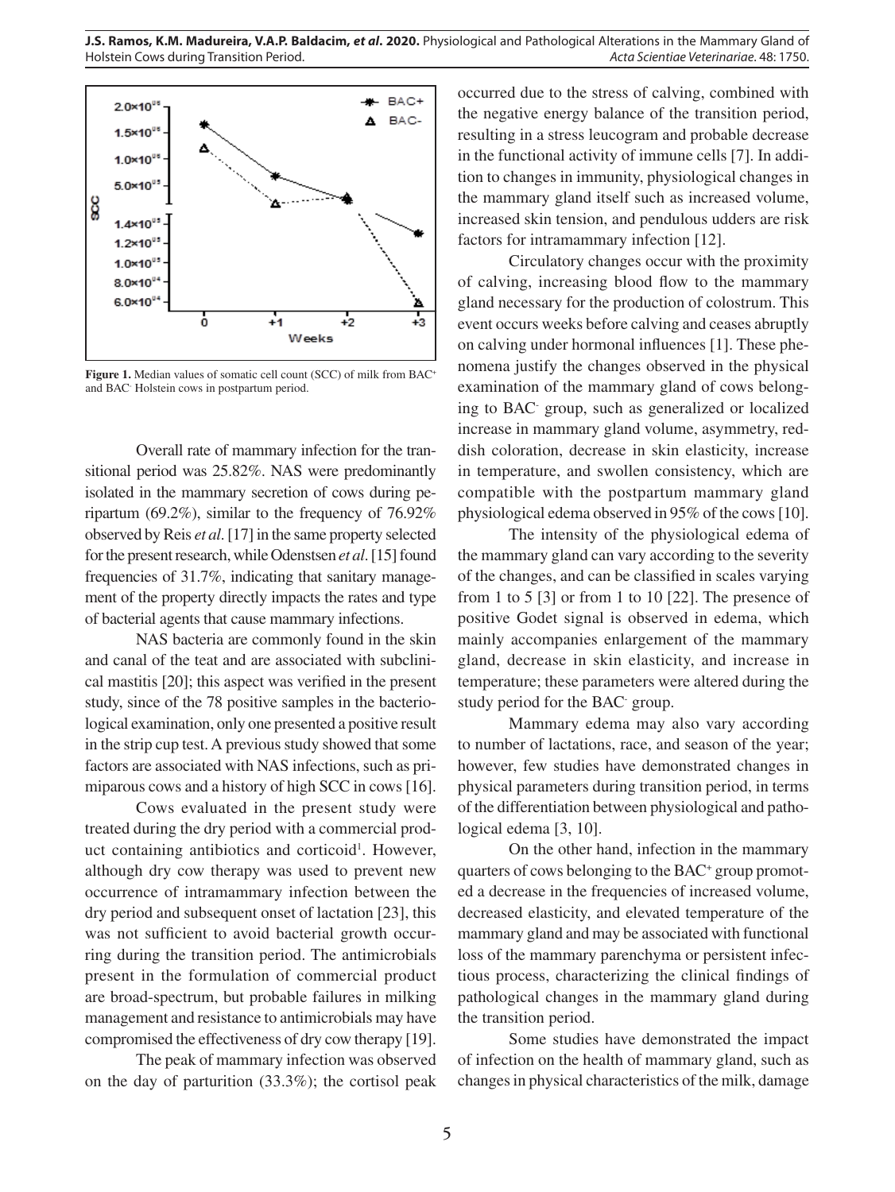Figure 1. Median values of somatic cell count (SCC) of milk from BAC+ and BAC- Holstein cows in postpartum period.

Overall rate of mammary infection for the transitional period was 25.82%. NAS were predominantly isolated in the mammary secretion of cows during peripartum (69.2%), similar to the frequency of 76.92% observed by Reis *et al*. [17] in the same property selected for the present research, while Odenstsen *et al*. [15] found frequencies of 31.7%, indicating that sanitary management of the property directly impacts the rates and type of bacterial agents that cause mammary infections.

NAS bacteria are commonly found in the skin and canal of the teat and are associated with subclinical mastitis [20]; this aspect was verified in the present study, since of the 78 positive samples in the bacteriological examination, only one presented a positive result in the strip cup test. A previous study showed that some factors are associated with NAS infections, such as primiparous cows and a history of high SCC in cows [16].

Cows evaluated in the present study were treated during the dry period with a commercial product containing antibiotics and corticoid[1]. However, although dry cow therapy was used to prevent new occurrence of intramammary infection between the dry period and subsequent onset of lactation [23], this was not sufficient to avoid bacterial growth occurring during the transition period. The antimicrobials present in the formulation of commercial product are broad-spectrum, but probable failures in milking management and resistance to antimicrobials may have compromised the effectiveness of dry cow therapy [19].

The peak of mammary infection was observed on the day of parturition (33.3%); the cortisol peak occurred due to the stress of calving, combined with the negative energy balance of the transition period, resulting in a stress leucogram and probable decrease in the functional activity of immune cells [7]. In addition to changes in immunity, physiological changes in the mammary gland itself such as increased volume, increased skin tension, and pendulous udders are risk factors for intramammary infection [12].

Circulatory changes occur with the proximity of calving, increasing blood flow to the mammary gland necessary for the production of colostrum. This event occurs weeks before calving and ceases abruptly on calving under hormonal influences [1]. These phenomena justify the changes observed in the physical examination of the mammary gland of cows belonging to BAC- group, such as generalized or localized increase in mammary gland volume, asymmetry, reddish coloration, decrease in skin elasticity, increase in temperature, and swollen consistency, which are compatible with the postpartum mammary gland physiological edema observed in 95% of the cows [10].

The intensity of the physiological edema of the mammary gland can vary according to the severity of the changes, and can be classified in scales varying from 1 to 5 [3] or from 1 to 10 [22]. The presence of positive Godet signal is observed in edema, which mainly accompanies enlargement of the mammary gland, decrease in skin elasticity, and increase in temperature; these parameters were altered during the study period for the BAC- group.

Mammary edema may also vary according to number of lactations, race, and season of the year; however, few studies have demonstrated changes in physical parameters during transition period, in terms of the differentiation between physiological and pathological edema [3, 10].

On the other hand, infection in the mammary quarters of cows belonging to the BAC+ group promoted a decrease in the frequencies of increased volume, decreased elasticity, and elevated temperature of the mammary gland and may be associated with functional loss of the mammary parenchyma or persistent infectious process, characterizing the clinical findings of pathological changes in the mammary gland during the transition period.

Some studies have demonstrated the impact of infection on the health of mammary gland, such as changes in physical characteristics of the milk, damage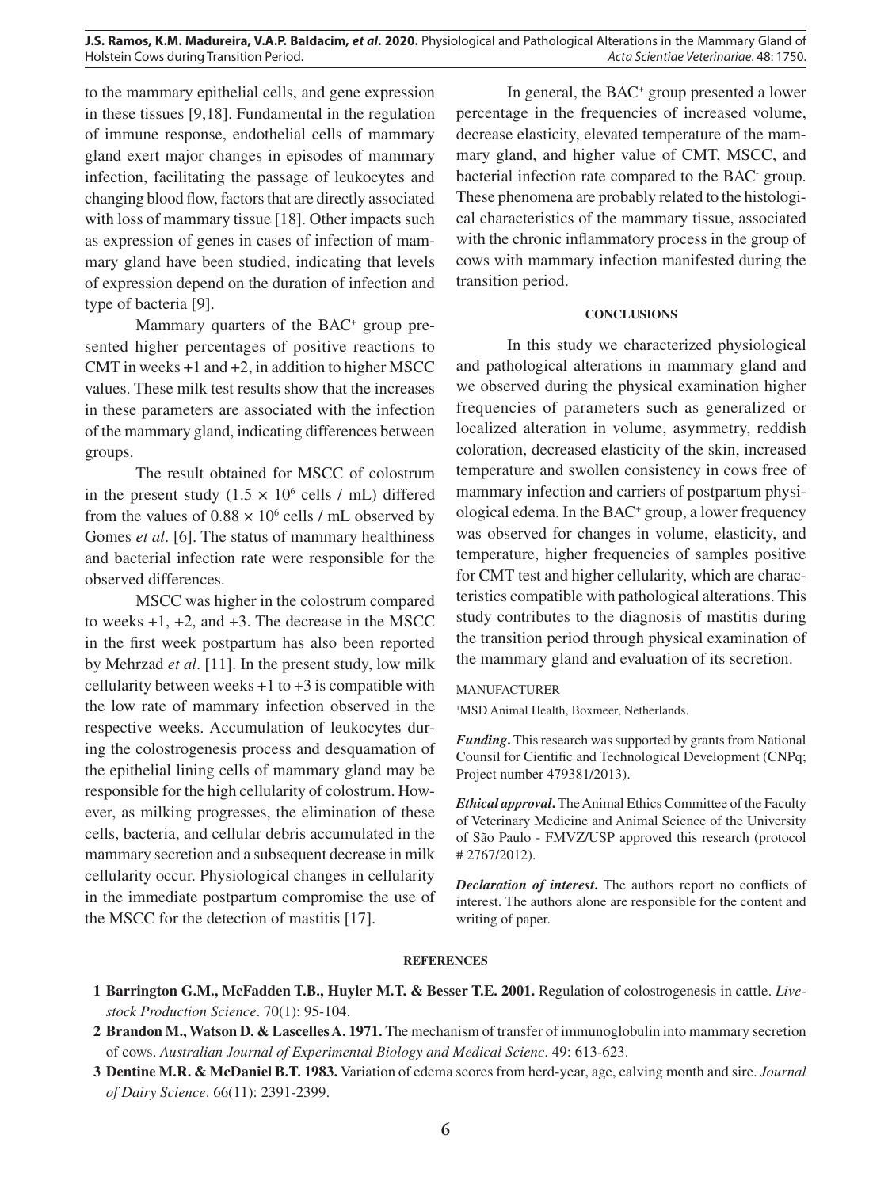to the mammary epithelial cells, and gene expression in these tissues [9,18]. Fundamental in the regulation of immune response, endothelial cells of mammary gland exert major changes in episodes of mammary infection, facilitating the passage of leukocytes and changing blood flow, factors that are directly associated with loss of mammary tissue [18]. Other impacts such as expression of genes in cases of infection of mammary gland have been studied, indicating that levels of expression depend on the duration of infection and type of bacteria [9].

Mammary quarters of the BAC$^+$ group presented higher percentages of positive reactions to CMT in weeks +1 and +2, in addition to higher MSCC values. These milk test results show that the increases in these parameters are associated with the infection of the mammary gland, indicating differences between groups.

The result obtained for MSCC of colostrum in the present study ($1.5 \times 10^6$ cells / mL) differed from the values of $0.88 \times 10^6$ cells / mL observed by Gomes *et al*. [6]. The status of mammary healthiness and bacterial infection rate were responsible for the observed differences.

MSCC was higher in the colostrum compared to weeks +1, +2, and +3. The decrease in the MSCC in the first week postpartum has also been reported by Mehrzad *et al*. [11]. In the present study, low milk cellularity between weeks +1 to +3 is compatible with the low rate of mammary infection observed in the respective weeks. Accumulation of leukocytes during the colostrogenesis process and desquamation of the epithelial lining cells of mammary gland may be responsible for the high cellularity of colostrum. However, as milking progresses, the elimination of these cells, bacteria, and cellular debris accumulated in the mammary secretion and a subsequent decrease in milk cellularity occur. Physiological changes in cellularity in the immediate postpartum compromise the use of the MSCC for the detection of mastitis [17].

In general, the BAC$^+$ group presented a lower percentage in the frequencies of increased volume, decrease elasticity, elevated temperature of the mammary gland, and higher value of CMT, MSCC, and bacterial infection rate compared to the BAC$^-$ group. These phenomena are probably related to the histological characteristics of the mammary tissue, associated with the chronic inflammatory process in the group of cows with mammary infection manifested during the transition period.

## CONCLUSIONS

In this study we characterized physiological and pathological alterations in mammary gland and we observed during the physical examination higher frequencies of parameters such as generalized or localized alteration in volume, asymmetry, reddish coloration, decreased elasticity of the skin, increased temperature and swollen consistency in cows free of mammary infection and carriers of postpartum physiological edema. In the BAC$^+$ group, a lower frequency was observed for changes in volume, elasticity, and temperature, higher frequencies of samples positive for CMT test and higher cellularity, which are characteristics compatible with pathological alterations. This study contributes to the diagnosis of mastitis during the transition period through physical examination of the mammary gland and evaluation of its secretion.

MANUFACTURER

[1]MSD Animal Health, Boxmeer, Netherlands.

***Funding*.** This research was supported by grants from National Counsil for Cientific and Technological Development (CNPq; Project number 479381/2013).

***Ethical approval*.** The Animal Ethics Committee of the Faculty of Veterinary Medicine and Animal Science of the University of São Paulo - FMVZ/USP approved this research (protocol # 2767/2012).

***Declaration of interest*.** The authors report no conflicts of interest. The authors alone are responsible for the content and writing of paper.

## REFERENCES

1 **Barrington G.M., McFadden T.B., Huyler M.T. & Besser T.E. 2001.** Regulation of colostrogenesis in cattle. *Livestock Production Science*. 70(1): 95-104.

2 **Brandon M., Watson D. & Lascelles A. 1971.** The mechanism of transfer of immunoglobulin into mammary secretion of cows. *Australian Journal of Experimental Biology and Medical Scienc*. 49: 613-623.

3 **Dentine M.R. & McDaniel B.T. 1983.** Variation of edema scores from herd-year, age, calving month and sire. *Journal of Dairy Science*. 66(11): 2391-2399.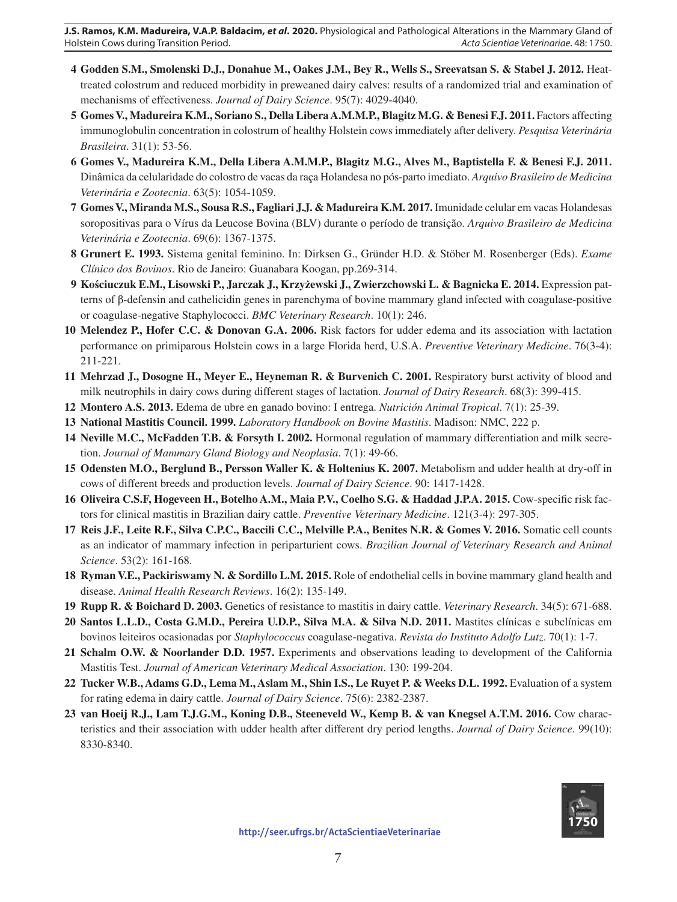4 **Godden S.M., Smolenski D.J., Donahue M., Oakes J.M., Bey R., Wells S., Sreevatsan S. & Stabel J. 2012.** Heat-treated colostrum and reduced morbidity in preweaned dairy calves: results of a randomized trial and examination of mechanisms of effectiveness. *Journal of Dairy Science*. 95(7): 4029-4040.

5 **Gomes V., Madureira K.M., Soriano S., Della Libera A.M.M.P., Blagitz M.G. & Benesi F.J. 2011.** Factors affecting immunoglobulin concentration in colostrum of healthy Holstein cows immediately after delivery. *Pesquisa Veterinária Brasileira*. 31(1): 53-56.

6 **Gomes V., Madureira K.M., Della Libera A.M.M.P., Blagitz M.G., Alves M., Baptistella F. & Benesi F.J. 2011.** Dinâmica da celularidade do colostro de vacas da raça Holandesa no pós-parto imediato. *Arquivo Brasileiro de Medicina Veterinária e Zootecnia*. 63(5): 1054-1059.

7 **Gomes V., Miranda M.S., Sousa R.S., Fagliari J.J. & Madureira K.M. 2017.** Imunidade celular em vacas Holandesas soropositivas para o Vírus da Leucose Bovina (BLV) durante o período de transição. *Arquivo Brasileiro de Medicina Veterinária e Zootecnia*. 69(6): 1367-1375.

8 **Grunert E. 1993.** Sistema genital feminino. In: Dirksen G., Gründer H.D. & Stöber M. Rosenberger (Eds). *Exame Clínico dos Bovinos*. Rio de Janeiro: Guanabara Koogan, pp.269-314.

9 **Kościuczuk E.M., Lisowski P., Jarczak J., Krzyżewski J., Zwierzchowski L. & Bagnicka E. 2014.** Expression patterns of β-defensin and cathelicidin genes in parenchyma of bovine mammary gland infected with coagulase-positive or coagulase-negative Staphylococci. *BMC Veterinary Research*. 10(1): 246.

10 **Melendez P., Hofer C.C. & Donovan G.A. 2006.** Risk factors for udder edema and its association with lactation performance on primiparous Holstein cows in a large Florida herd, U.S.A. *Preventive Veterinary Medicine*. 76(3-4): 211-221.

11 **Mehrzad J., Dosogne H., Meyer E., Heyneman R. & Burvenich C. 2001.** Respiratory burst activity of blood and milk neutrophils in dairy cows during different stages of lactation. *Journal of Dairy Research*. 68(3): 399-415.

12 **Montero A.S. 2013.** Edema de ubre en ganado bovino: I entrega. *Nutrición Animal Tropical*. 7(1): 25-39.

13 **National Mastitis Council. 1999.** *Laboratory Handbook on Bovine Mastitis*. Madison: NMC, 222 p.

14 **Neville M.C., McFadden T.B. & Forsyth I. 2002.** Hormonal regulation of mammary differentiation and milk secretion. *Journal of Mammary Gland Biology and Neoplasia*. 7(1): 49-66.

15 **Odensten M.O., Berglund B., Persson Waller K. & Holtenius K. 2007.** Metabolism and udder health at dry-off in cows of different breeds and production levels. *Journal of Dairy Science*. 90: 1417-1428.

16 **Oliveira C.S.F, Hogeveen H., Botelho A.M., Maia P.V., Coelho S.G. & Haddad J.P.A. 2015.** Cow-specific risk factors for clinical mastitis in Brazilian dairy cattle. *Preventive Veterinary Medicine*. 121(3-4): 297-305.

17 **Reis J.F., Leite R.F., Silva C.P.C., Baccili C.C., Melville P.A., Benites N.R. & Gomes V. 2016.** Somatic cell counts as an indicator of mammary infection in periparturient cows. *Brazilian Journal of Veterinary Research and Animal Science*. 53(2): 161-168.

18 **Ryman V.E., Packiriswamy N. & Sordillo L.M. 2015.** Role of endothelial cells in bovine mammary gland health and disease. *Animal Health Research Reviews*. 16(2): 135-149.

19 **Rupp R. & Boichard D. 2003.** Genetics of resistance to mastitis in dairy cattle. *Veterinary Research*. 34(5): 671-688.

20 **Santos L.L.D., Costa G.M.D., Pereira U.D.P., Silva M.A. & Silva N.D. 2011.** Mastites clínicas e subclínicas em bovinos leiteiros ocasionadas por *Staphylococcus* coagulase-negativa. *Revista do Instituto Adolfo Lutz*. 70(1): 1-7.

21 **Schalm O.W. & Noorlander D.D. 1957.** Experiments and observations leading to development of the California Mastitis Test. *Journal of American Veterinary Medical Association*. 130: 199-204.

22 **Tucker W.B., Adams G.D., Lema M., Aslam M., Shin I.S., Le Ruyet P. & Weeks D.L. 1992.** Evaluation of a system for rating edema in dairy cattle. *Journal of Dairy Science*. 75(6): 2382-2387.

23 **van Hoeij R.J., Lam T.J.G.M., Koning D.B., Steeneveld W., Kemp B. & van Knegsel A.T.M. 2016.** Cow characteristics and their association with udder health after different dry period lengths. *Journal of Dairy Science*. 99(10): 8330-8340.